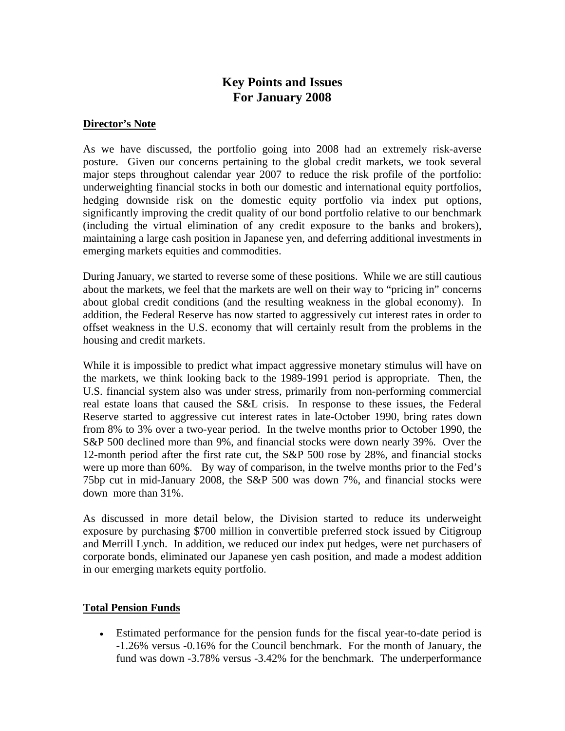# Key Points and Issues For January 2008

## Director's Note

As we have discussed, the portfolio going into 2008 had an extremely risk-averse posture. Given our concerns pertaining to the global credit markets, we took several major steps throughout calendar year 2007 to reduce the risk profile of the portfolio: underweighting financial stocks in both our domestic and international equity portfolios, hedging downside risk on the domestic equity portfolio via index put options, significantly improving the credit quality of our bond portfolio relative to our benchmark (including the virtual elimination of any credit exposure to the banks and brokers), maintaining a large cash position in Japanese yen, and deferring additional investments in emerging markets equities and commodities.

During January, we started to reverse some of these positions. While we are still cautious about the markets, we feel that the markets are well on their way to "pricing in" concerns about global credit conditions (and the resulting weakness in the global economy). In addition, the Federal Reserve has now started to aggressively cut interest rates in order to offset weakness in the U.S. economy that will certainly result from the problems in the housing and credit markets.

While it is impossible to predict what impact aggressive monetary stimulus will have on the markets, we think looking back to the 1989-1991 period is appropriate. Then, the U.S. financial system also was under stress, primarily from non-performing commercial real estate loans that caused the S&L crisis. In response to these issues, the Federal Reserve started to aggressive cut interest rates in late-October 1990, bring rates down from 8% to 3% over a two-year period. In the twelve months prior to October 1990, the S&P 500 declined more than 9%, and financial stocks were down nearly 39%. Over the 12-month period after the first rate cut, the S&P 500 rose by 28%, and financial stocks were up more than 60%. By way of comparison, in the twelve months prior to the Fed's 75bp cut in mid-January 2008, the S&P 500 was down 7%, and financial stocks were down more than 31%.

As discussed in more detail below, the Division started to reduce its underweight exposure by purchasing $700 million in convertible preferred stock issued by Citigroup and Merrill Lynch. In addition, we reduced our index put hedges, were net purchasers of corporate bonds, eliminated our Japanese yen cash position, and made a modest addition in our emerging markets equity portfolio.

## Total Pension Funds

- Estimated performance for the pension funds for the fiscal year-to-date period is -1.26% versus -0.16% for the Council benchmark. For the month of January, the fund was down -3.78% versus -3.42% for the benchmark. The underperformance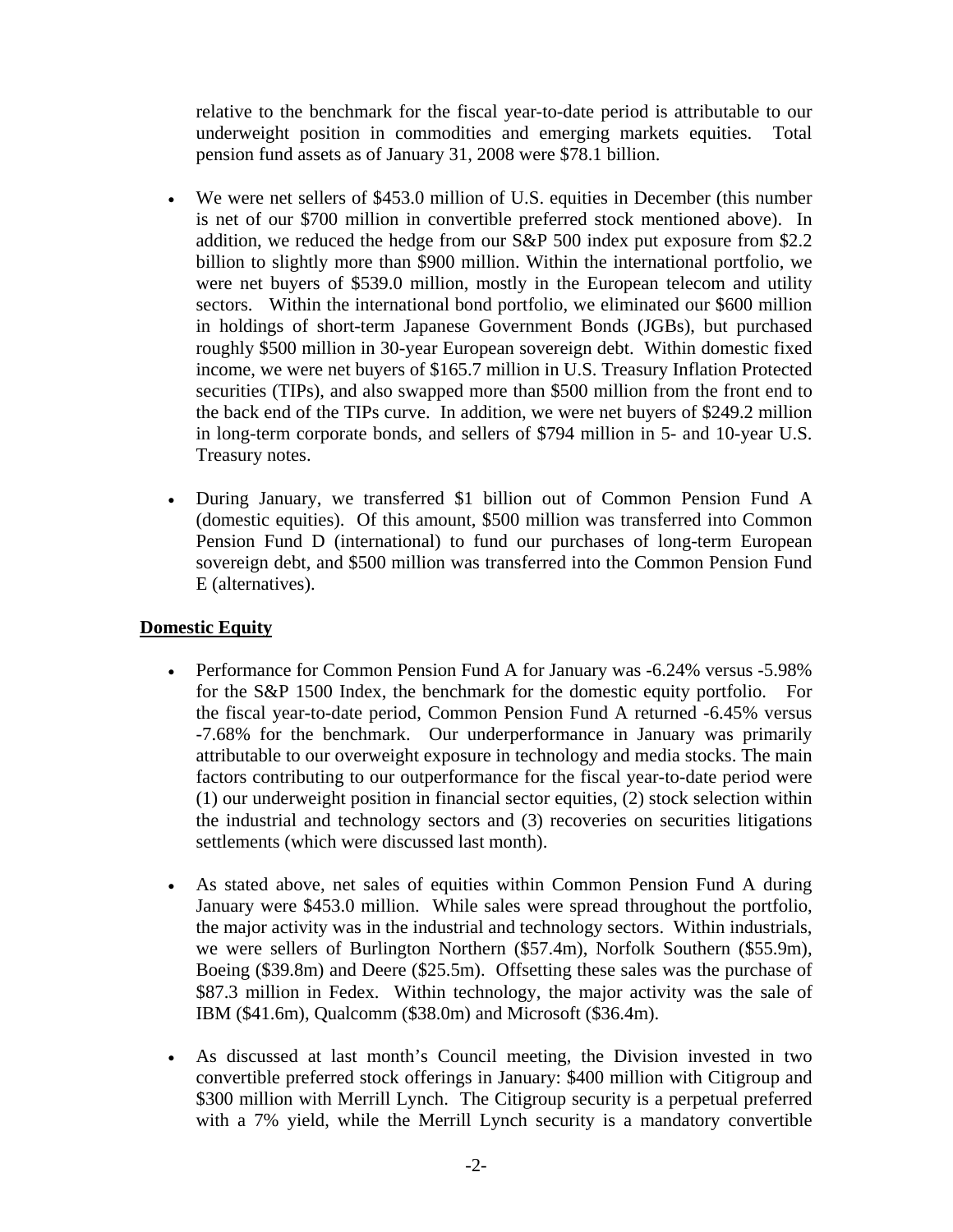relative to the benchmark for the fiscal year-to-date period is attributable to our underweight position in commodities and emerging markets equities. Total pension fund assets as of January 31, 2008 were $78.1 billion.

- We were net sellers of $453.0 million of U.S. equities in December (this number is net of our $700 million in convertible preferred stock mentioned above). In addition, we reduced the hedge from our S&P 500 index put exposure from $2.2 billion to slightly more than $900 million. Within the international portfolio, we were net buyers of $539.0 million, mostly in the European telecom and utility sectors. Within the international bond portfolio, we eliminated our $600 million in holdings of short-term Japanese Government Bonds (JGBs), but purchased roughly $500 million in 30-year European sovereign debt. Within domestic fixed income, we were net buyers of $165.7 million in U.S. Treasury Inflation Protected securities (TIPs), and also swapped more than $500 million from the front end to the back end of the TIPs curve. In addition, we were net buyers of $249.2 million in long-term corporate bonds, and sellers of $794 million in 5- and 10-year U.S. Treasury notes.

- During January, we transferred $1 billion out of Common Pension Fund A (domestic equities). Of this amount, $500 million was transferred into Common Pension Fund D (international) to fund our purchases of long-term European sovereign debt, and $500 million was transferred into the Common Pension Fund E (alternatives).

## Domestic Equity

- Performance for Common Pension Fund A for January was -6.24% versus -5.98% for the S&P 1500 Index, the benchmark for the domestic equity portfolio. For the fiscal year-to-date period, Common Pension Fund A returned -6.45% versus -7.68% for the benchmark. Our underperformance in January was primarily attributable to our overweight exposure in technology and media stocks. The main factors contributing to our outperformance for the fiscal year-to-date period were (1) our underweight position in financial sector equities, (2) stock selection within the industrial and technology sectors and (3) recoveries on securities litigations settlements (which were discussed last month).

- As stated above, net sales of equities within Common Pension Fund A during January were $453.0 million. While sales were spread throughout the portfolio, the major activity was in the industrial and technology sectors. Within industrials, we were sellers of Burlington Northern ($57.4m), Norfolk Southern ($55.9m), Boeing ($39.8m) and Deere ($25.5m). Offsetting these sales was the purchase of $87.3 million in Fedex. Within technology, the major activity was the sale of IBM ($41.6m), Qualcomm ($38.0m) and Microsoft ($36.4m).

- As discussed at last month's Council meeting, the Division invested in two convertible preferred stock offerings in January: $400 million with Citigroup and $300 million with Merrill Lynch. The Citigroup security is a perpetual preferred with a 7% yield, while the Merrill Lynch security is a mandatory convertible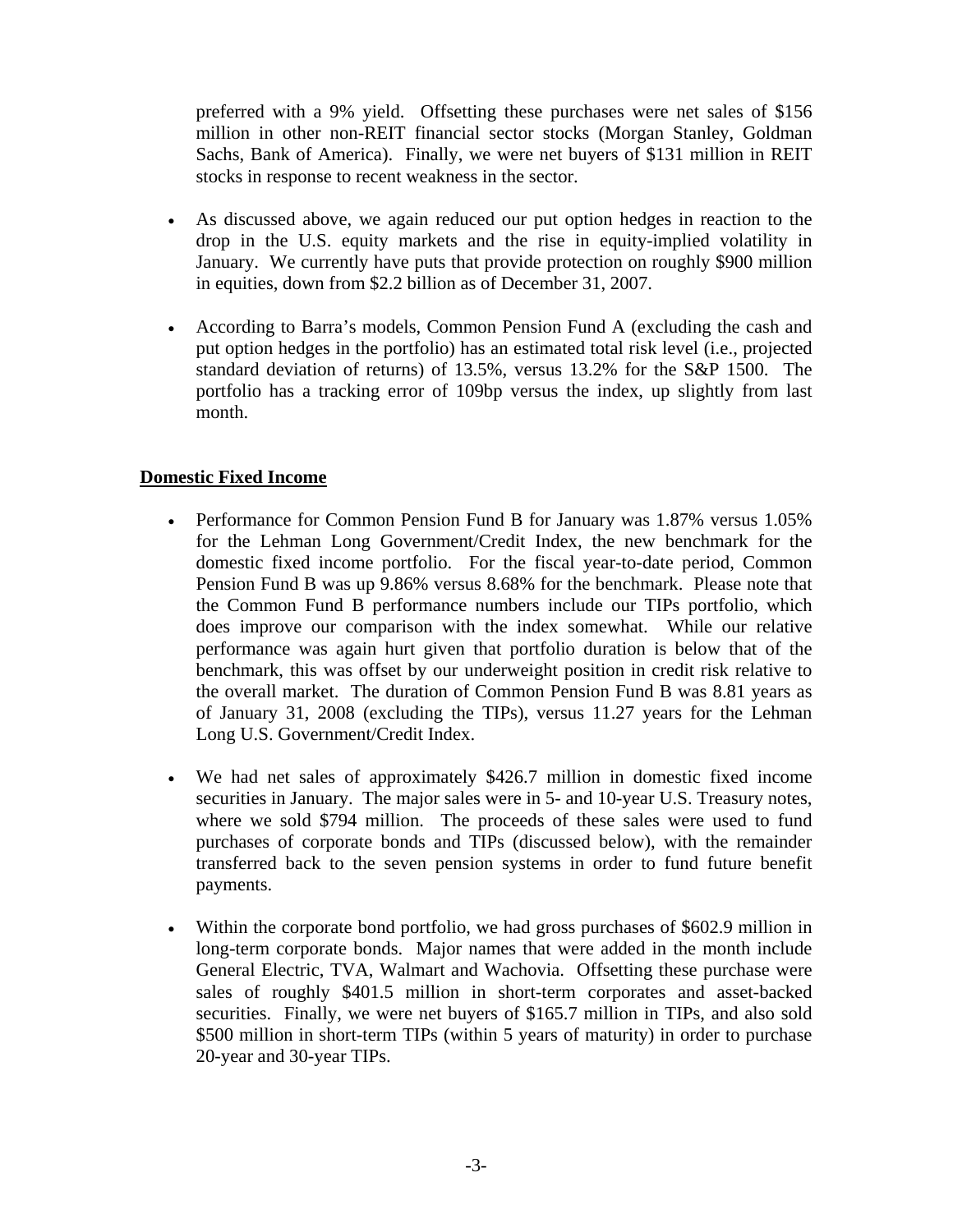preferred with a 9% yield. Offsetting these purchases were net sales of $156 million in other non-REIT financial sector stocks (Morgan Stanley, Goldman Sachs, Bank of America). Finally, we were net buyers of $131 million in REIT stocks in response to recent weakness in the sector.

- As discussed above, we again reduced our put option hedges in reaction to the drop in the U.S. equity markets and the rise in equity-implied volatility in January. We currently have puts that provide protection on roughly $900 million in equities, down from $2.2 billion as of December 31, 2007.

- According to Barra's models, Common Pension Fund A (excluding the cash and put option hedges in the portfolio) has an estimated total risk level (i.e., projected standard deviation of returns) of 13.5%, versus 13.2% for the S&P 1500. The portfolio has a tracking error of 109bp versus the index, up slightly from last month.

**Domestic Fixed Income**

- Performance for Common Pension Fund B for January was 1.87% versus 1.05% for the Lehman Long Government/Credit Index, the new benchmark for the domestic fixed income portfolio. For the fiscal year-to-date period, Common Pension Fund B was up 9.86% versus 8.68% for the benchmark. Please note that the Common Fund B performance numbers include our TIPs portfolio, which does improve our comparison with the index somewhat. While our relative performance was again hurt given that portfolio duration is below that of the benchmark, this was offset by our underweight position in credit risk relative to the overall market. The duration of Common Pension Fund B was 8.81 years as of January 31, 2008 (excluding the TIPs), versus 11.27 years for the Lehman Long U.S. Government/Credit Index.

- We had net sales of approximately $426.7 million in domestic fixed income securities in January. The major sales were in 5- and 10-year U.S. Treasury notes, where we sold $794 million. The proceeds of these sales were used to fund purchases of corporate bonds and TIPs (discussed below), with the remainder transferred back to the seven pension systems in order to fund future benefit payments.

- Within the corporate bond portfolio, we had gross purchases of $602.9 million in long-term corporate bonds. Major names that were added in the month include General Electric, TVA, Walmart and Wachovia. Offsetting these purchase were sales of roughly $401.5 million in short-term corporates and asset-backed securities. Finally, we were net buyers of $165.7 million in TIPs, and also sold $500 million in short-term TIPs (within 5 years of maturity) in order to purchase 20-year and 30-year TIPs.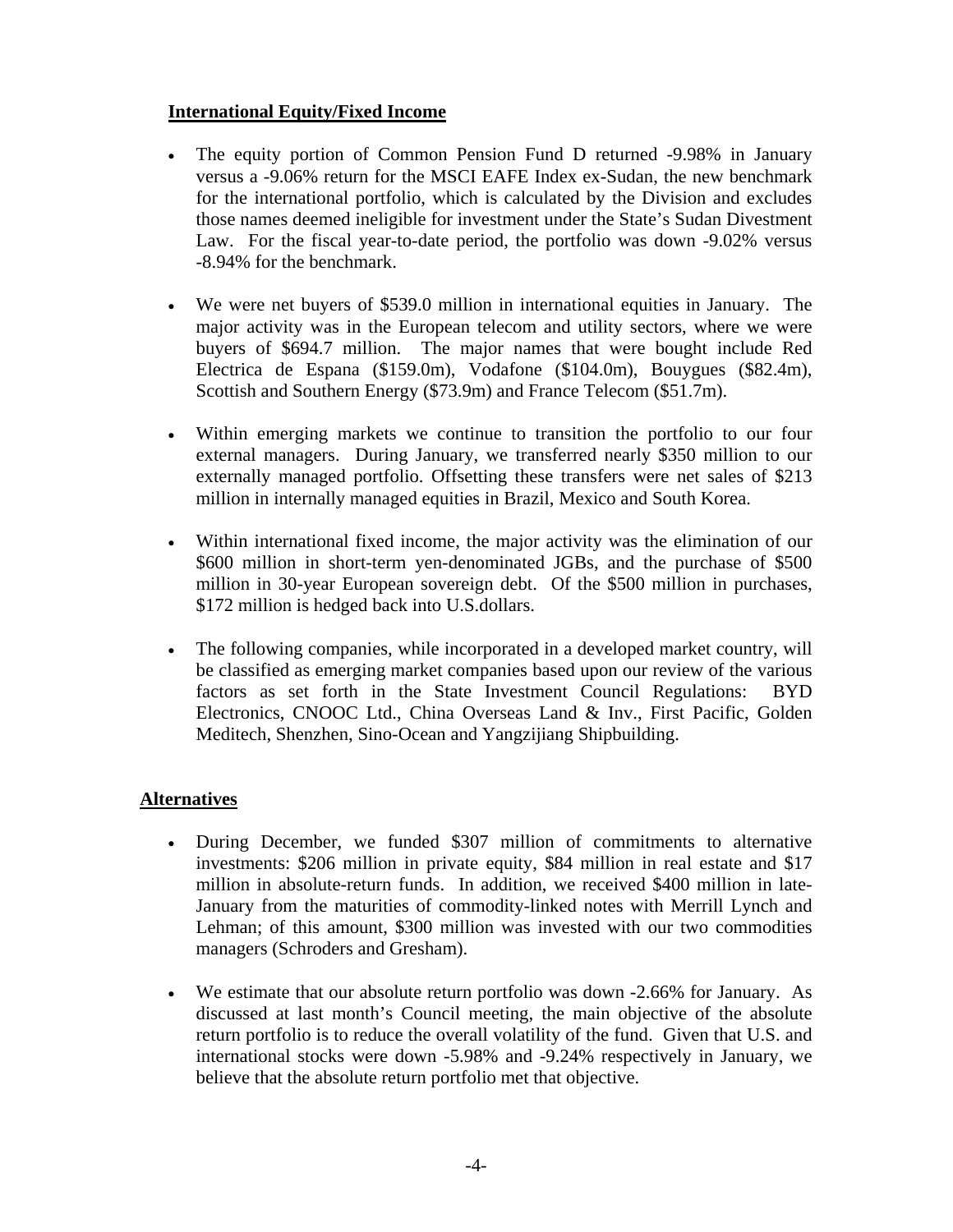## International Equity/Fixed Income

- The equity portion of Common Pension Fund D returned -9.98% in January versus a -9.06% return for the MSCI EAFE Index ex-Sudan, the new benchmark for the international portfolio, which is calculated by the Division and excludes those names deemed ineligible for investment under the State's Sudan Divestment Law. For the fiscal year-to-date period, the portfolio was down -9.02% versus -8.94% for the benchmark.

- We were net buyers of $539.0 million in international equities in January. The major activity was in the European telecom and utility sectors, where we were buyers of $694.7 million. The major names that were bought include Red Electrica de Espana ($159.0m), Vodafone ($104.0m), Bouygues ($82.4m), Scottish and Southern Energy ($73.9m) and France Telecom ($51.7m).

- Within emerging markets we continue to transition the portfolio to our four external managers. During January, we transferred nearly $350 million to our externally managed portfolio. Offsetting these transfers were net sales of $213 million in internally managed equities in Brazil, Mexico and South Korea.

- Within international fixed income, the major activity was the elimination of our $600 million in short-term yen-denominated JGBs, and the purchase of $500 million in 30-year European sovereign debt. Of the $500 million in purchases, $172 million is hedged back into U.S.dollars.

- The following companies, while incorporated in a developed market country, will be classified as emerging market companies based upon our review of the various factors as set forth in the State Investment Council Regulations: BYD Electronics, CNOOC Ltd., China Overseas Land & Inv., First Pacific, Golden Meditech, Shenzhen, Sino-Ocean and Yangzijiang Shipbuilding.

## Alternatives

- During December, we funded $307 million of commitments to alternative investments: $206 million in private equity, $84 million in real estate and $17 million in absolute-return funds. In addition, we received $400 million in late-January from the maturities of commodity-linked notes with Merrill Lynch and Lehman; of this amount, $300 million was invested with our two commodities managers (Schroders and Gresham).

- We estimate that our absolute return portfolio was down -2.66% for January. As discussed at last month's Council meeting, the main objective of the absolute return portfolio is to reduce the overall volatility of the fund. Given that U.S. and international stocks were down -5.98% and -9.24% respectively in January, we believe that the absolute return portfolio met that objective.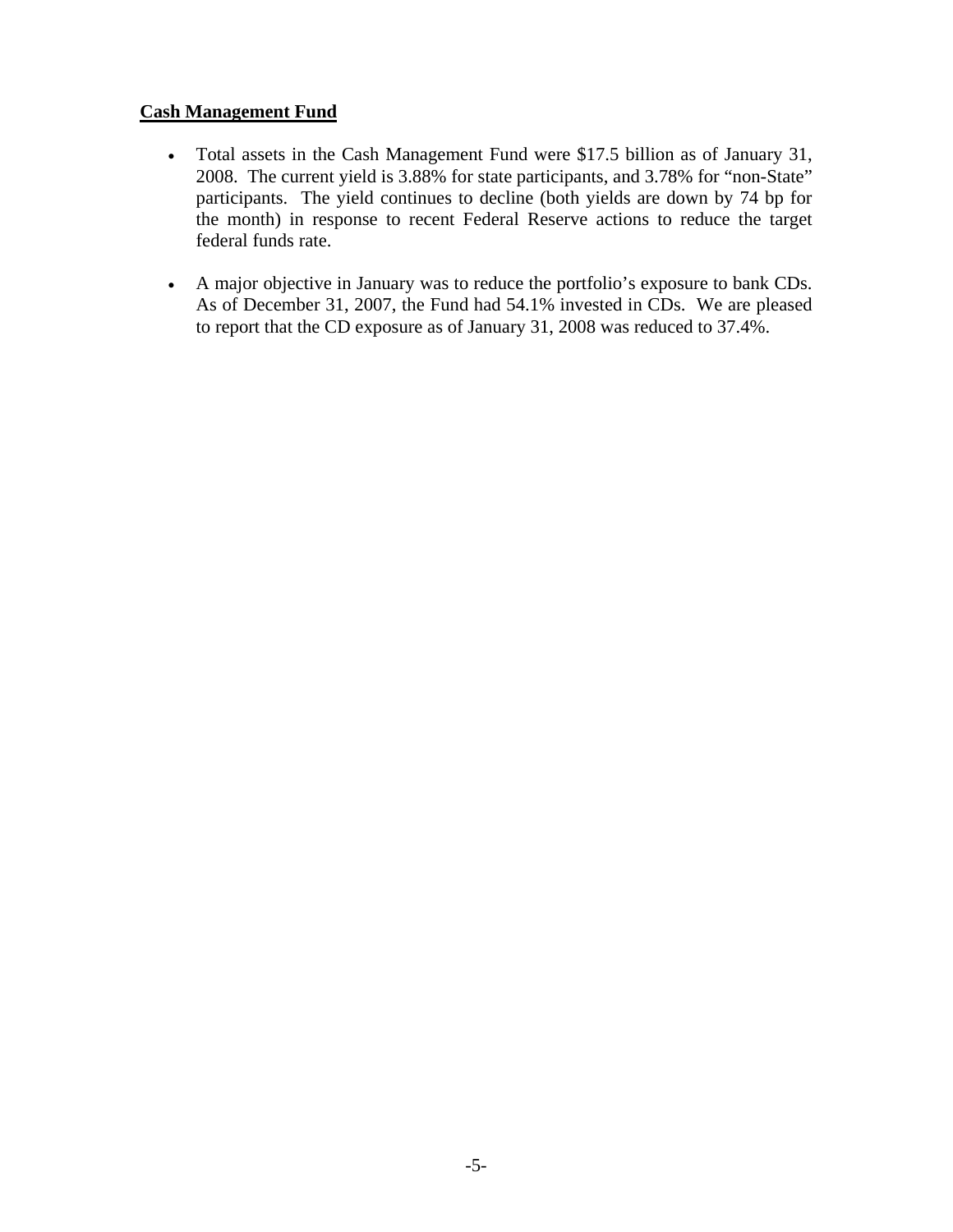## Cash Management Fund

- Total assets in the Cash Management Fund were $17.5 billion as of January 31, 2008. The current yield is 3.88% for state participants, and 3.78% for "non-State" participants. The yield continues to decline (both yields are down by 74 bp for the month) in response to recent Federal Reserve actions to reduce the target federal funds rate.
- A major objective in January was to reduce the portfolio's exposure to bank CDs. As of December 31, 2007, the Fund had 54.1% invested in CDs. We are pleased to report that the CD exposure as of January 31, 2008 was reduced to 37.4%.